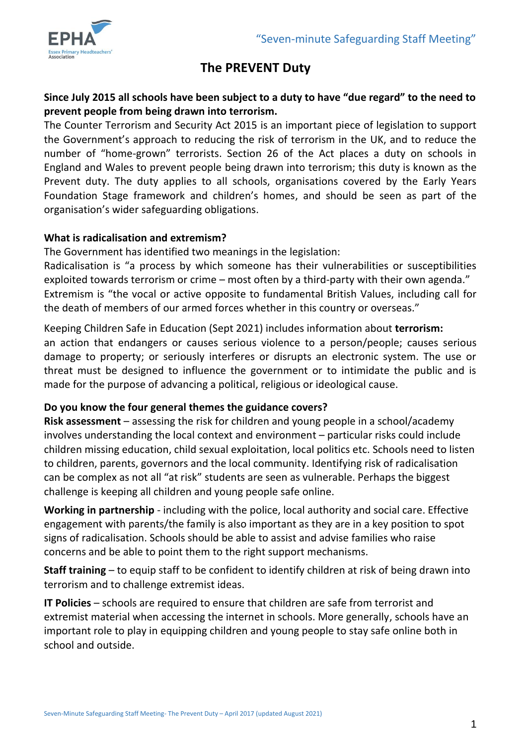"Seven-minute Safeguarding Staff Meeting"

# The PREVENT Duty

**Since July 2015 all schools have been subject to a duty to have "due regard" to the need to prevent people from being drawn into terrorism.**

The Counter Terrorism and Security Act 2015 is an important piece of legislation to support the Government's approach to reducing the risk of terrorism in the UK, and to reduce the number of "home-grown" terrorists. Section 26 of the Act places a duty on schools in England and Wales to prevent people being drawn into terrorism; this duty is known as the Prevent duty. The duty applies to all schools, organisations covered by the Early Years Foundation Stage framework and children's homes, and should be seen as part of the organisation's wider safeguarding obligations.

**What is radicalisation and extremism?**

The Government has identified two meanings in the legislation:

Radicalisation is "a process by which someone has their vulnerabilities or susceptibilities exploited towards terrorism or crime – most often by a third-party with their own agenda."

Extremism is "the vocal or active opposite to fundamental British Values, including call for the death of members of our armed forces whether in this country or overseas."

Keeping Children Safe in Education (Sept 2021) includes information about **terrorism:** an action that endangers or causes serious violence to a person/people; causes serious damage to property; or seriously interferes or disrupts an electronic system. The use or threat must be designed to influence the government or to intimidate the public and is made for the purpose of advancing a political, religious or ideological cause.

**Do you know the four general themes the guidance covers?**

**Risk assessment** – assessing the risk for children and young people in a school/academy involves understanding the local context and environment – particular risks could include children missing education, child sexual exploitation, local politics etc. Schools need to listen to children, parents, governors and the local community. Identifying risk of radicalisation can be complex as not all "at risk" students are seen as vulnerable. Perhaps the biggest challenge is keeping all children and young people safe online.

**Working in partnership** - including with the police, local authority and social care. Effective engagement with parents/the family is also important as they are in a key position to spot signs of radicalisation. Schools should be able to assist and advise families who raise concerns and be able to point them to the right support mechanisms.

**Staff training** – to equip staff to be confident to identify children at risk of being drawn into terrorism and to challenge extremist ideas.

**IT Policies** – schools are required to ensure that children are safe from terrorist and extremist material when accessing the internet in schools. More generally, schools have an important role to play in equipping children and young people to stay safe online both in school and outside.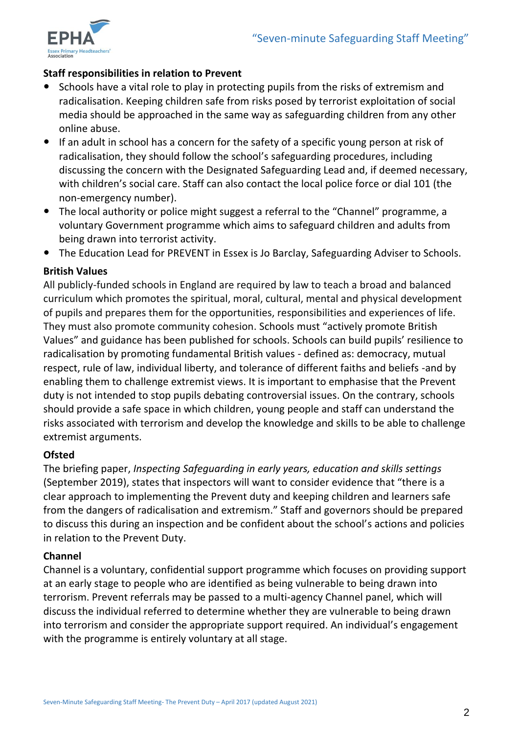### Staff responsibilities in relation to Prevent

- Schools have a vital role to play in protecting pupils from the risks of extremism and radicalisation. Keeping children safe from risks posed by terrorist exploitation of social media should be approached in the same way as safeguarding children from any other online abuse.
- If an adult in school has a concern for the safety of a specific young person at risk of radicalisation, they should follow the school's safeguarding procedures, including discussing the concern with the Designated Safeguarding Lead and, if deemed necessary, with children's social care. Staff can also contact the local police force or dial 101 (the non-emergency number).
- The local authority or police might suggest a referral to the "Channel" programme, a voluntary Government programme which aims to safeguard children and adults from being drawn into terrorist activity.
- The Education Lead for PREVENT in Essex is Jo Barclay, Safeguarding Adviser to Schools.

### British Values

All publicly-funded schools in England are required by law to teach a broad and balanced curriculum which promotes the spiritual, moral, cultural, mental and physical development of pupils and prepares them for the opportunities, responsibilities and experiences of life. They must also promote community cohesion. Schools must "actively promote British Values" and guidance has been published for schools. Schools can build pupils' resilience to radicalisation by promoting fundamental British values - defined as: democracy, mutual respect, rule of law, individual liberty, and tolerance of different faiths and beliefs -and by enabling them to challenge extremist views. It is important to emphasise that the Prevent duty is not intended to stop pupils debating controversial issues. On the contrary, schools should provide a safe space in which children, young people and staff can understand the risks associated with terrorism and develop the knowledge and skills to be able to challenge extremist arguments.

### Ofsted

The briefing paper, *Inspecting Safeguarding in early years, education and skills settings* (September 2019), states that inspectors will want to consider evidence that "there is a clear approach to implementing the Prevent duty and keeping children and learners safe from the dangers of radicalisation and extremism." Staff and governors should be prepared to discuss this during an inspection and be confident about the school's actions and policies in relation to the Prevent Duty.

### Channel

Channel is a voluntary, confidential support programme which focuses on providing support at an early stage to people who are identified as being vulnerable to being drawn into terrorism. Prevent referrals may be passed to a multi-agency Channel panel, which will discuss the individual referred to determine whether they are vulnerable to being drawn into terrorism and consider the appropriate support required. An individual's engagement with the programme is entirely voluntary at all stage.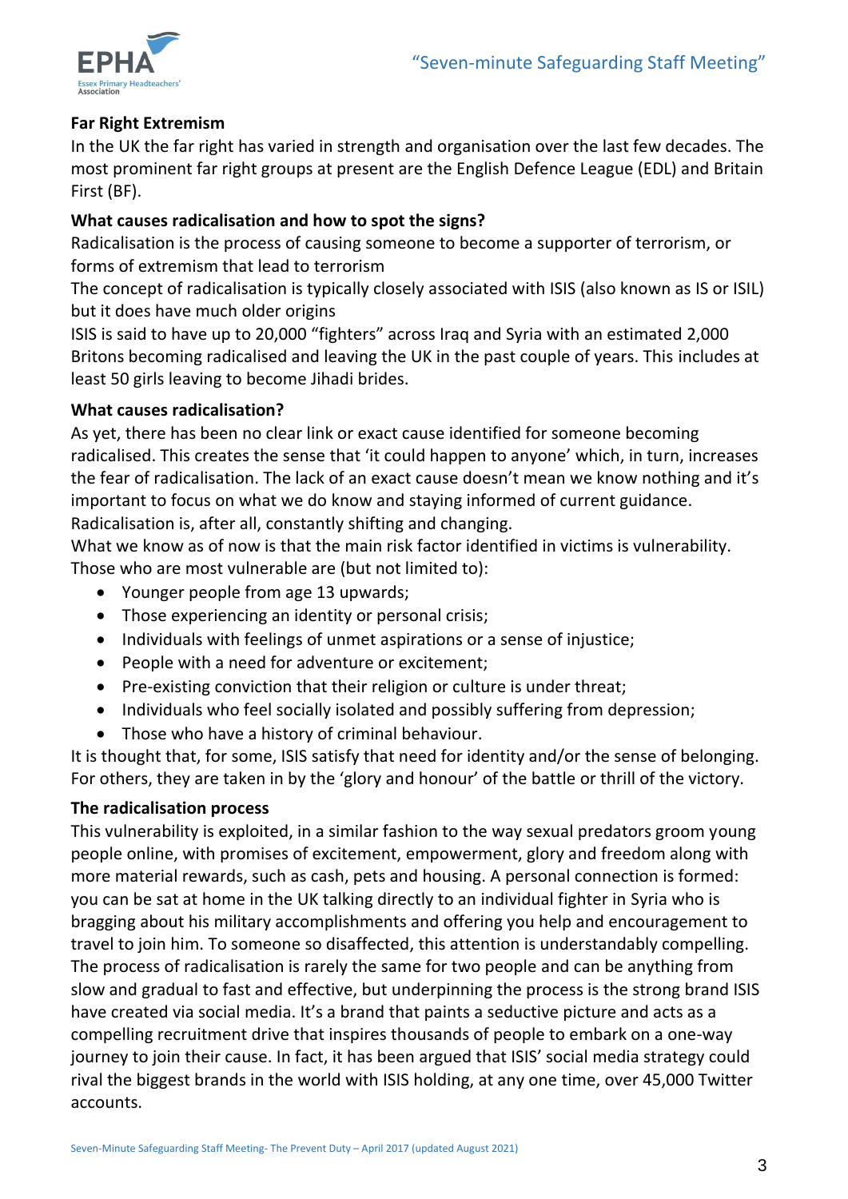**Far Right Extremism**

In the UK the far right has varied in strength and organisation over the last few decades. The most prominent far right groups at present are the English Defence League (EDL) and Britain First (BF).

**What causes radicalisation and how to spot the signs?**

Radicalisation is the process of causing someone to become a supporter of terrorism, or forms of extremism that lead to terrorism

The concept of radicalisation is typically closely associated with ISIS (also known as IS or ISIL) but it does have much older origins

ISIS is said to have up to 20,000 "fighters" across Iraq and Syria with an estimated 2,000 Britons becoming radicalised and leaving the UK in the past couple of years. This includes at least 50 girls leaving to become Jihadi brides.

**What causes radicalisation?**

As yet, there has been no clear link or exact cause identified for someone becoming radicalised. This creates the sense that 'it could happen to anyone' which, in turn, increases the fear of radicalisation. The lack of an exact cause doesn't mean we know nothing and it's important to focus on what we do know and staying informed of current guidance. Radicalisation is, after all, constantly shifting and changing.

What we know as of now is that the main risk factor identified in victims is vulnerability. Those who are most vulnerable are (but not limited to):

- Younger people from age 13 upwards;
- Those experiencing an identity or personal crisis;
- Individuals with feelings of unmet aspirations or a sense of injustice;
- People with a need for adventure or excitement;
- Pre-existing conviction that their religion or culture is under threat;
- Individuals who feel socially isolated and possibly suffering from depression;
- Those who have a history of criminal behaviour.

It is thought that, for some, ISIS satisfy that need for identity and/or the sense of belonging. For others, they are taken in by the 'glory and honour' of the battle or thrill of the victory.

**The radicalisation process**

This vulnerability is exploited, in a similar fashion to the way sexual predators groom young people online, with promises of excitement, empowerment, glory and freedom along with more material rewards, such as cash, pets and housing. A personal connection is formed: you can be sat at home in the UK talking directly to an individual fighter in Syria who is bragging about his military accomplishments and offering you help and encouragement to travel to join him. To someone so disaffected, this attention is understandably compelling. The process of radicalisation is rarely the same for two people and can be anything from slow and gradual to fast and effective, but underpinning the process is the strong brand ISIS have created via social media. It's a brand that paints a seductive picture and acts as a compelling recruitment drive that inspires thousands of people to embark on a one-way journey to join their cause. In fact, it has been argued that ISIS' social media strategy could rival the biggest brands in the world with ISIS holding, at any one time, over 45,000 Twitter accounts.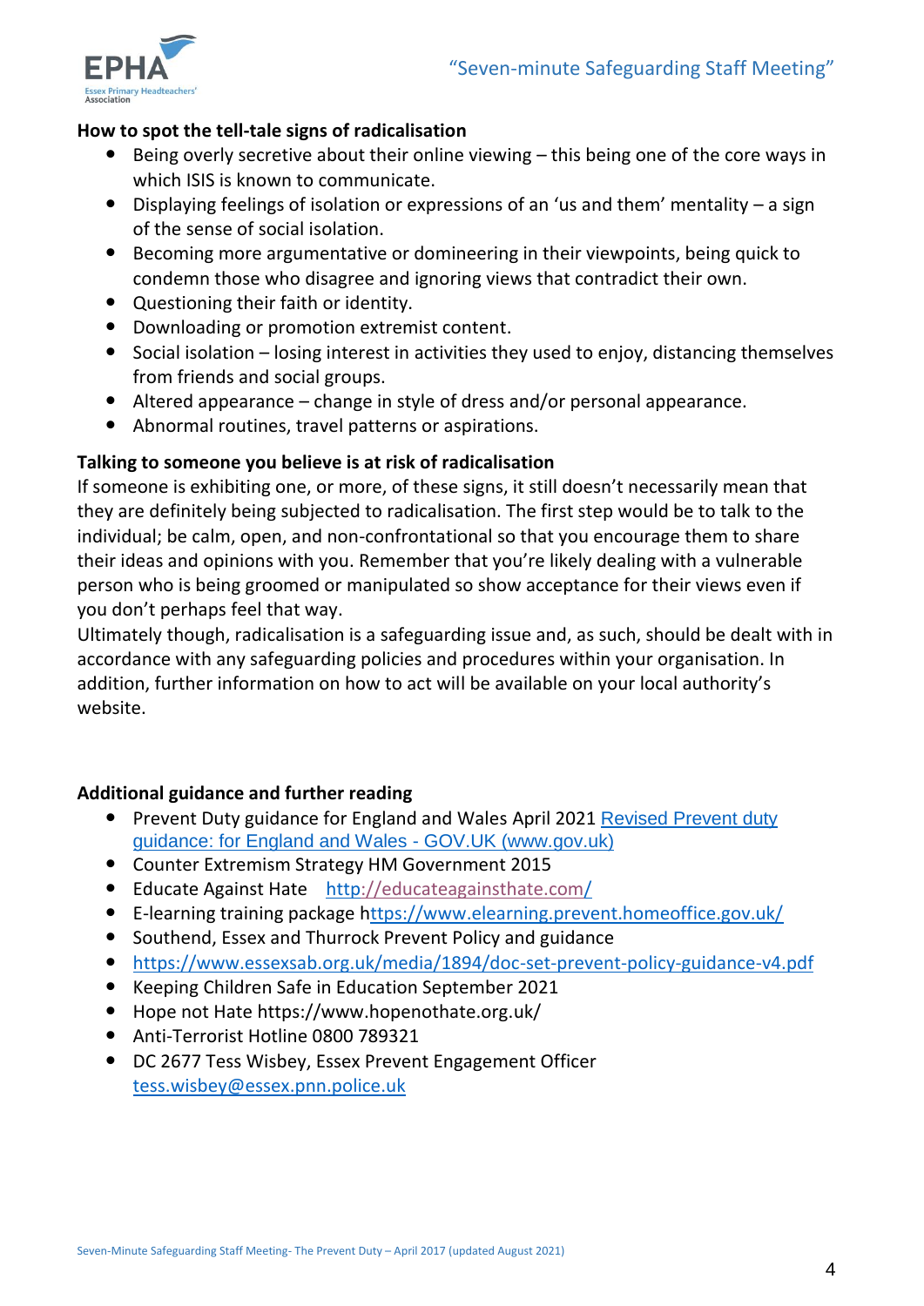**How to spot the tell-tale signs of radicalisation**

- Being overly secretive about their online viewing – this being one of the core ways in which ISIS is known to communicate.
- Displaying feelings of isolation or expressions of an 'us and them' mentality – a sign of the sense of social isolation.
- Becoming more argumentative or domineering in their viewpoints, being quick to condemn those who disagree and ignoring views that contradict their own.
- Questioning their faith or identity.
- Downloading or promotion extremist content.
- Social isolation – losing interest in activities they used to enjoy, distancing themselves from friends and social groups.
- Altered appearance – change in style of dress and/or personal appearance.
- Abnormal routines, travel patterns or aspirations.

**Talking to someone you believe is at risk of radicalisation**

If someone is exhibiting one, or more, of these signs, it still doesn't necessarily mean that they are definitely being subjected to radicalisation. The first step would be to talk to the individual; be calm, open, and non-confrontational so that you encourage them to share their ideas and opinions with you. Remember that you're likely dealing with a vulnerable person who is being groomed or manipulated so show acceptance for their views even if you don't perhaps feel that way.

Ultimately though, radicalisation is a safeguarding issue and, as such, should be dealt with in accordance with any safeguarding policies and procedures within your organisation. In addition, further information on how to act will be available on your local authority's website.

**Additional guidance and further reading**

- Prevent Duty guidance for England and Wales April 2021 Revised Prevent duty guidance: for England and Wales - GOV.UK (www.gov.uk)
- Counter Extremism Strategy HM Government 2015
- Educate Against Hate http://educateagainsthate.com/
- E-learning training package https://www.elearning.prevent.homeoffice.gov.uk/
- Southend, Essex and Thurrock Prevent Policy and guidance
- https://www.essexsab.org.uk/media/1894/doc-set-prevent-policy-guidance-v4.pdf
- Keeping Children Safe in Education September 2021
- Hope not Hate https://www.hopenothate.org.uk/
- Anti-Terrorist Hotline 0800 789321
- DC 2677 Tess Wisbey, Essex Prevent Engagement Officer tess.wisbey@essex.pnn.police.uk